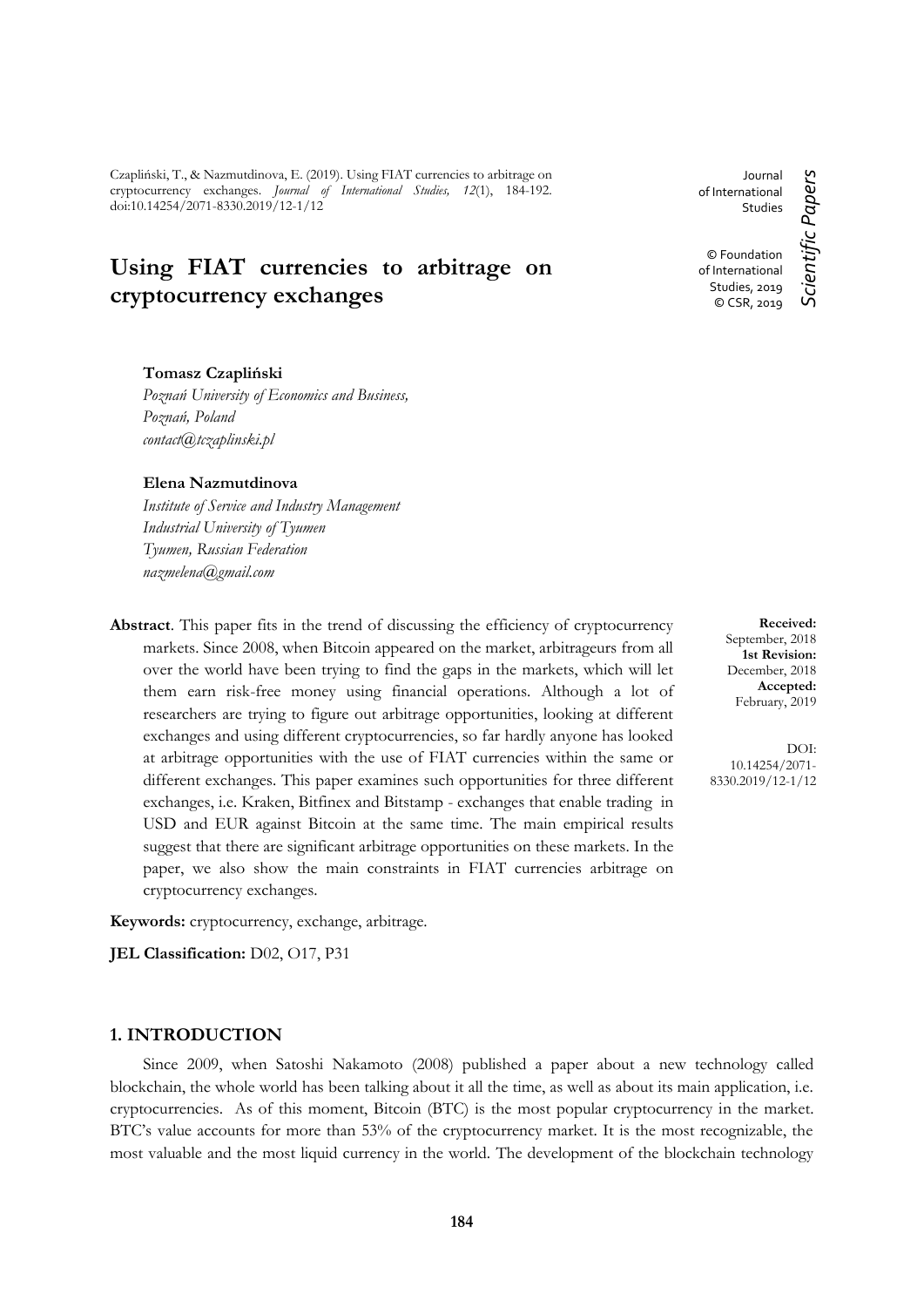Czapliński, T., & Nazmutdinova, E. (2019). Using FIAT currencies to arbitrage on cryptocurrency exchanges. *Journal of International Studies, 12*(1), 184-192. doi:10.14254/2071-8330.2019/12-1/12

Journal of International Studies

© Foundation of International Studies, 2019
© CSR, 2019

*Scientific Papers*

# Using FIAT currencies to arbitrage on cryptocurrency exchanges

**Tomasz Czapliński**
*Poznań University of Economics and Business,*
*Poznań, Poland*
*contact@tczaplinski.pl*

**Elena Nazmutdinova**
*Institute of Service and Industry Management*
*Industrial University of Tyumen*
*Tyumen, Russian Federation*
*nazmelena@gmail.com*

**Received:** September, 2018
**1st Revision:** December, 2018
**Accepted:** February, 2019

DOI: 10.14254/2071-8330.2019/12-1/12

**Abstract**. This paper fits in the trend of discussing the efficiency of cryptocurrency markets. Since 2008, when Bitcoin appeared on the market, arbitrageurs from all over the world have been trying to find the gaps in the markets, which will let them earn risk-free money using financial operations. Although a lot of researchers are trying to figure out arbitrage opportunities, looking at different exchanges and using different cryptocurrencies, so far hardly anyone has looked at arbitrage opportunities with the use of FIAT currencies within the same or different exchanges. This paper examines such opportunities for three different exchanges, i.e. Kraken, Bitfinex and Bitstamp - exchanges that enable trading in USD and EUR against Bitcoin at the same time. The main empirical results suggest that there are significant arbitrage opportunities on these markets. In the paper, we also show the main constraints in FIAT currencies arbitrage on cryptocurrency exchanges.

**Keywords:** cryptocurrency, exchange, arbitrage.

**JEL Classification:** D02, O17, P31

## 1. INTRODUCTION

Since 2009, when Satoshi Nakamoto (2008) published a paper about a new technology called blockchain, the whole world has been talking about it all the time, as well as about its main application, i.e. cryptocurrencies. As of this moment, Bitcoin (BTC) is the most popular cryptocurrency in the market. BTC's value accounts for more than 53% of the cryptocurrency market. It is the most recognizable, the most valuable and the most liquid currency in the world. The development of the blockchain technology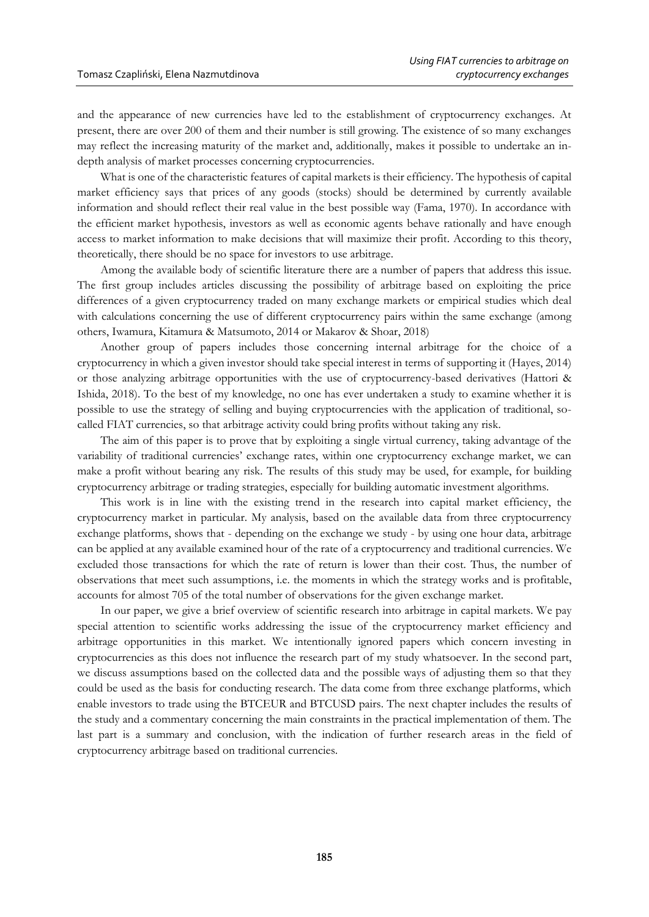and the appearance of new currencies have led to the establishment of cryptocurrency exchanges. At present, there are over 200 of them and their number is still growing. The existence of so many exchanges may reflect the increasing maturity of the market and, additionally, makes it possible to undertake an in-depth analysis of market processes concerning cryptocurrencies.

What is one of the characteristic features of capital markets is their efficiency. The hypothesis of capital market efficiency says that prices of any goods (stocks) should be determined by currently available information and should reflect their real value in the best possible way (Fama, 1970). In accordance with the efficient market hypothesis, investors as well as economic agents behave rationally and have enough access to market information to make decisions that will maximize their profit. According to this theory, theoretically, there should be no space for investors to use arbitrage.

Among the available body of scientific literature there are a number of papers that address this issue. The first group includes articles discussing the possibility of arbitrage based on exploiting the price differences of a given cryptocurrency traded on many exchange markets or empirical studies which deal with calculations concerning the use of different cryptocurrency pairs within the same exchange (among others, Iwamura, Kitamura & Matsumoto, 2014 or Makarov & Shoar, 2018)

Another group of papers includes those concerning internal arbitrage for the choice of a cryptocurrency in which a given investor should take special interest in terms of supporting it (Hayes, 2014) or those analyzing arbitrage opportunities with the use of cryptocurrency-based derivatives (Hattori & Ishida, 2018). To the best of my knowledge, no one has ever undertaken a study to examine whether it is possible to use the strategy of selling and buying cryptocurrencies with the application of traditional, so-called FIAT currencies, so that arbitrage activity could bring profits without taking any risk.

The aim of this paper is to prove that by exploiting a single virtual currency, taking advantage of the variability of traditional currencies' exchange rates, within one cryptocurrency exchange market, we can make a profit without bearing any risk. The results of this study may be used, for example, for building cryptocurrency arbitrage or trading strategies, especially for building automatic investment algorithms.

This work is in line with the existing trend in the research into capital market efficiency, the cryptocurrency market in particular. My analysis, based on the available data from three cryptocurrency exchange platforms, shows that - depending on the exchange we study - by using one hour data, arbitrage can be applied at any available examined hour of the rate of a cryptocurrency and traditional currencies. We excluded those transactions for which the rate of return is lower than their cost. Thus, the number of observations that meet such assumptions, i.e. the moments in which the strategy works and is profitable, accounts for almost 705 of the total number of observations for the given exchange market.

In our paper, we give a brief overview of scientific research into arbitrage in capital markets. We pay special attention to scientific works addressing the issue of the cryptocurrency market efficiency and arbitrage opportunities in this market. We intentionally ignored papers which concern investing in cryptocurrencies as this does not influence the research part of my study whatsoever. In the second part, we discuss assumptions based on the collected data and the possible ways of adjusting them so that they could be used as the basis for conducting research. The data come from three exchange platforms, which enable investors to trade using the BTCEUR and BTCUSD pairs. The next chapter includes the results of the study and a commentary concerning the main constraints in the practical implementation of them. The last part is a summary and conclusion, with the indication of further research areas in the field of cryptocurrency arbitrage based on traditional currencies.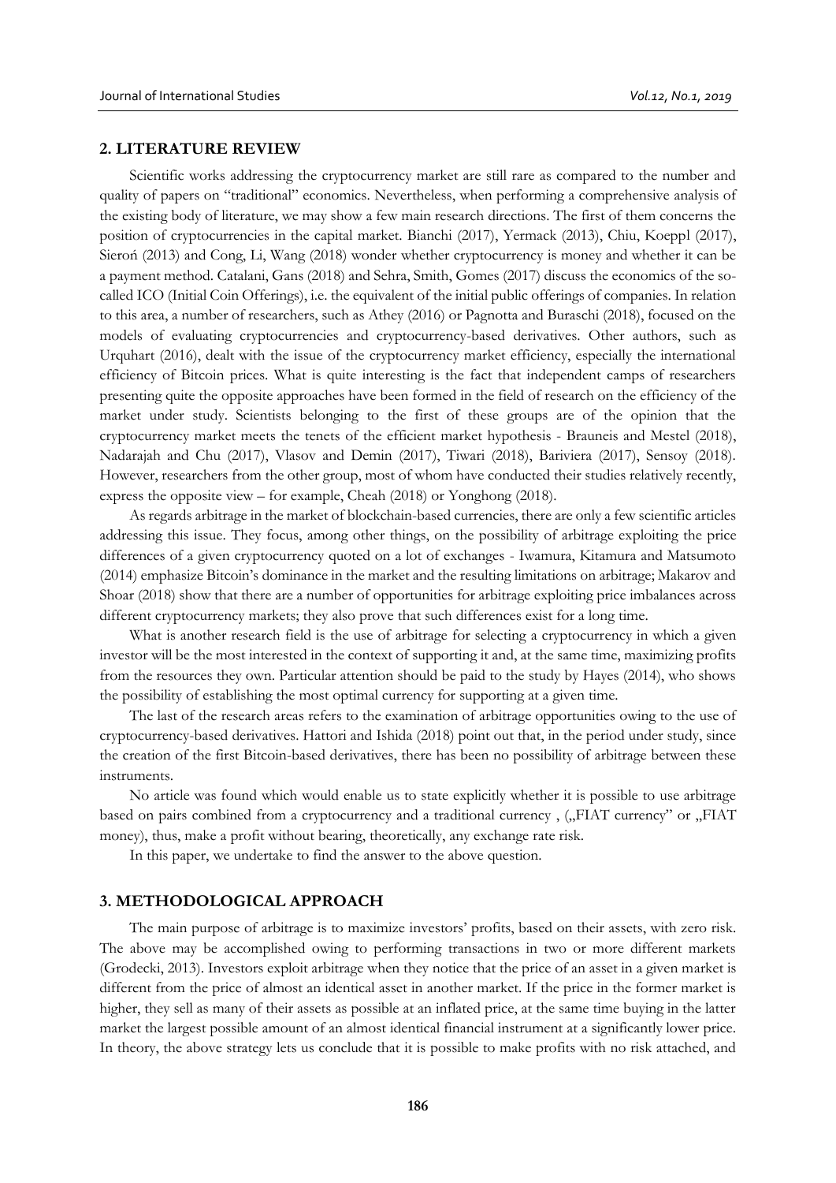## 2. LITERATURE REVIEW

Scientific works addressing the cryptocurrency market are still rare as compared to the number and quality of papers on "traditional" economics. Nevertheless, when performing a comprehensive analysis of the existing body of literature, we may show a few main research directions. The first of them concerns the position of cryptocurrencies in the capital market. Bianchi (2017), Yermack (2013), Chiu, Koeppl (2017), Sieroń (2013) and Cong, Li, Wang (2018) wonder whether cryptocurrency is money and whether it can be a payment method. Catalani, Gans (2018) and Sehra, Smith, Gomes (2017) discuss the economics of the so-called ICO (Initial Coin Offerings), i.e. the equivalent of the initial public offerings of companies. In relation to this area, a number of researchers, such as Athey (2016) or Pagnotta and Buraschi (2018), focused on the models of evaluating cryptocurrencies and cryptocurrency-based derivatives. Other authors, such as Urquhart (2016), dealt with the issue of the cryptocurrency market efficiency, especially the international efficiency of Bitcoin prices. What is quite interesting is the fact that independent camps of researchers presenting quite the opposite approaches have been formed in the field of research on the efficiency of the market under study. Scientists belonging to the first of these groups are of the opinion that the cryptocurrency market meets the tenets of the efficient market hypothesis - Brauneis and Mestel (2018), Nadarajah and Chu (2017), Vlasov and Demin (2017), Tiwari (2018), Bariviera (2017), Sensoy (2018). However, researchers from the other group, most of whom have conducted their studies relatively recently, express the opposite view – for example, Cheah (2018) or Yonghong (2018).

As regards arbitrage in the market of blockchain-based currencies, there are only a few scientific articles addressing this issue. They focus, among other things, on the possibility of arbitrage exploiting the price differences of a given cryptocurrency quoted on a lot of exchanges - Iwamura, Kitamura and Matsumoto (2014) emphasize Bitcoin's dominance in the market and the resulting limitations on arbitrage; Makarov and Shoar (2018) show that there are a number of opportunities for arbitrage exploiting price imbalances across different cryptocurrency markets; they also prove that such differences exist for a long time.

What is another research field is the use of arbitrage for selecting a cryptocurrency in which a given investor will be the most interested in the context of supporting it and, at the same time, maximizing profits from the resources they own. Particular attention should be paid to the study by Hayes (2014), who shows the possibility of establishing the most optimal currency for supporting at a given time.

The last of the research areas refers to the examination of arbitrage opportunities owing to the use of cryptocurrency-based derivatives. Hattori and Ishida (2018) point out that, in the period under study, since the creation of the first Bitcoin-based derivatives, there has been no possibility of arbitrage between these instruments.

No article was found which would enable us to state explicitly whether it is possible to use arbitrage based on pairs combined from a cryptocurrency and a traditional currency , („FIAT currency" or „FIAT money), thus, make a profit without bearing, theoretically, any exchange rate risk.

In this paper, we undertake to find the answer to the above question.

## 3. METHODOLOGICAL APPROACH

The main purpose of arbitrage is to maximize investors' profits, based on their assets, with zero risk. The above may be accomplished owing to performing transactions in two or more different markets (Grodecki, 2013). Investors exploit arbitrage when they notice that the price of an asset in a given market is different from the price of almost an identical asset in another market. If the price in the former market is higher, they sell as many of their assets as possible at an inflated price, at the same time buying in the latter market the largest possible amount of an almost identical financial instrument at a significantly lower price. In theory, the above strategy lets us conclude that it is possible to make profits with no risk attached, and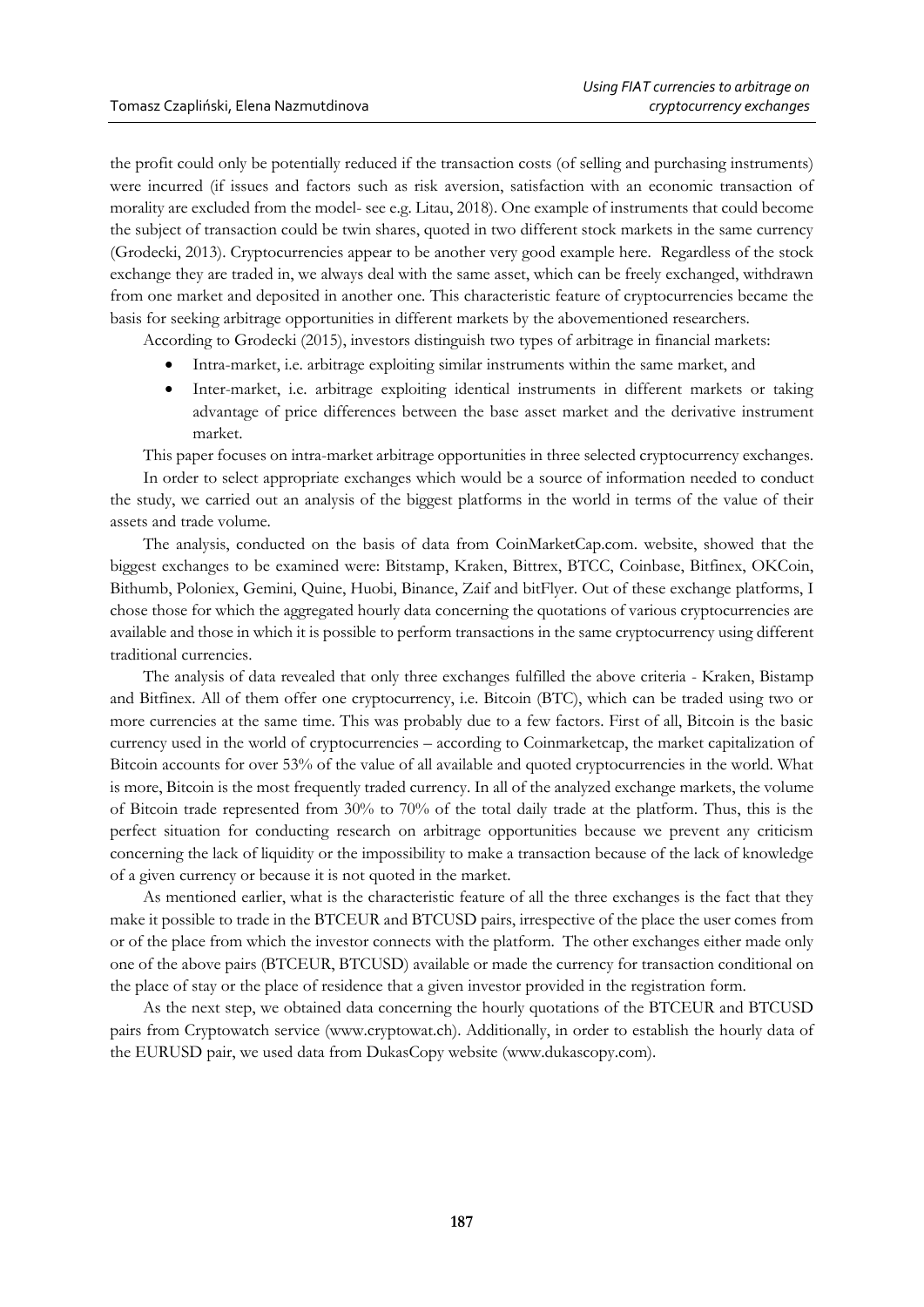the profit could only be potentially reduced if the transaction costs (of selling and purchasing instruments) were incurred (if issues and factors such as risk aversion, satisfaction with an economic transaction of morality are excluded from the model- see e.g. Litau, 2018). One example of instruments that could become the subject of transaction could be twin shares, quoted in two different stock markets in the same currency (Grodecki, 2013). Cryptocurrencies appear to be another very good example here. Regardless of the stock exchange they are traded in, we always deal with the same asset, which can be freely exchanged, withdrawn from one market and deposited in another one. This characteristic feature of cryptocurrencies became the basis for seeking arbitrage opportunities in different markets by the abovementioned researchers.

According to Grodecki (2015), investors distinguish two types of arbitrage in financial markets:

- Intra-market, i.e. arbitrage exploiting similar instruments within the same market, and
- Inter-market, i.e. arbitrage exploiting identical instruments in different markets or taking advantage of price differences between the base asset market and the derivative instrument market.

This paper focuses on intra-market arbitrage opportunities in three selected cryptocurrency exchanges.

In order to select appropriate exchanges which would be a source of information needed to conduct the study, we carried out an analysis of the biggest platforms in the world in terms of the value of their assets and trade volume.

The analysis, conducted on the basis of data from CoinMarketCap.com. website, showed that the biggest exchanges to be examined were: Bitstamp, Kraken, Bittrex, BTCC, Coinbase, Bitfinex, OKCoin, Bithumb, Poloniex, Gemini, Quine, Huobi, Binance, Zaif and bitFlyer. Out of these exchange platforms, I chose those for which the aggregated hourly data concerning the quotations of various cryptocurrencies are available and those in which it is possible to perform transactions in the same cryptocurrency using different traditional currencies.

The analysis of data revealed that only three exchanges fulfilled the above criteria - Kraken, Bistamp and Bitfinex. All of them offer one cryptocurrency, i.e. Bitcoin (BTC), which can be traded using two or more currencies at the same time. This was probably due to a few factors. First of all, Bitcoin is the basic currency used in the world of cryptocurrencies – according to Coinmarketcap, the market capitalization of Bitcoin accounts for over 53% of the value of all available and quoted cryptocurrencies in the world. What is more, Bitcoin is the most frequently traded currency. In all of the analyzed exchange markets, the volume of Bitcoin trade represented from 30% to 70% of the total daily trade at the platform. Thus, this is the perfect situation for conducting research on arbitrage opportunities because we prevent any criticism concerning the lack of liquidity or the impossibility to make a transaction because of the lack of knowledge of a given currency or because it is not quoted in the market.

As mentioned earlier, what is the characteristic feature of all the three exchanges is the fact that they make it possible to trade in the BTCEUR and BTCUSD pairs, irrespective of the place the user comes from or of the place from which the investor connects with the platform. The other exchanges either made only one of the above pairs (BTCEUR, BTCUSD) available or made the currency for transaction conditional on the place of stay or the place of residence that a given investor provided in the registration form.

As the next step, we obtained data concerning the hourly quotations of the BTCEUR and BTCUSD pairs from Cryptowatch service (www.cryptowat.ch). Additionally, in order to establish the hourly data of the EURUSD pair, we used data from DukasCopy website (www.dukascopy.com).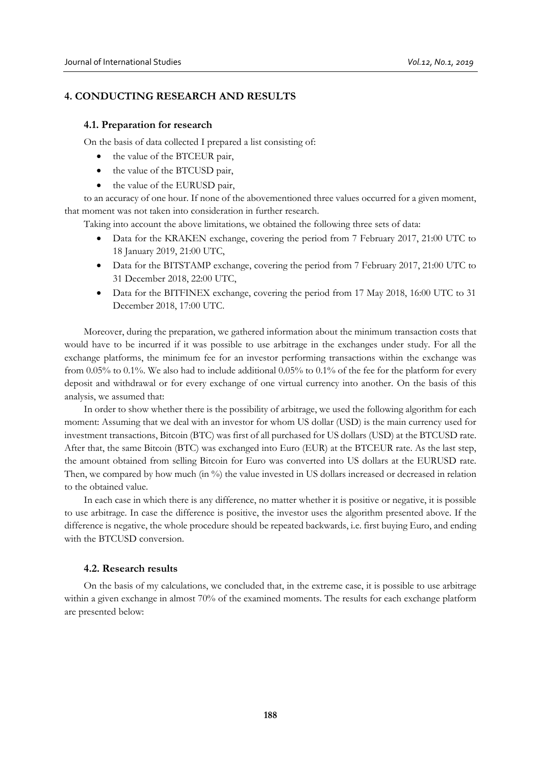## 4. CONDUCTING RESEARCH AND RESULTS

### 4.1. Preparation for research

On the basis of data collected I prepared a list consisting of:

- the value of the BTCEUR pair,
- the value of the BTCUSD pair,
- the value of the EURUSD pair,

to an accuracy of one hour. If none of the abovementioned three values occurred for a given moment, that moment was not taken into consideration in further research.

Taking into account the above limitations, we obtained the following three sets of data:

- Data for the KRAKEN exchange, covering the period from 7 February 2017, 21:00 UTC to 18 January 2019, 21:00 UTC,
- Data for the BITSTAMP exchange, covering the period from 7 February 2017, 21:00 UTC to 31 December 2018, 22:00 UTC,
- Data for the BITFINEX exchange, covering the period from 17 May 2018, 16:00 UTC to 31 December 2018, 17:00 UTC.

Moreover, during the preparation, we gathered information about the minimum transaction costs that would have to be incurred if it was possible to use arbitrage in the exchanges under study. For all the exchange platforms, the minimum fee for an investor performing transactions within the exchange was from 0.05% to 0.1%. We also had to include additional 0.05% to 0.1% of the fee for the platform for every deposit and withdrawal or for every exchange of one virtual currency into another. On the basis of this analysis, we assumed that:

In order to show whether there is the possibility of arbitrage, we used the following algorithm for each moment: Assuming that we deal with an investor for whom US dollar (USD) is the main currency used for investment transactions, Bitcoin (BTC) was first of all purchased for US dollars (USD) at the BTCUSD rate. After that, the same Bitcoin (BTC) was exchanged into Euro (EUR) at the BTCEUR rate. As the last step, the amount obtained from selling Bitcoin for Euro was converted into US dollars at the EURUSD rate. Then, we compared by how much (in %) the value invested in US dollars increased or decreased in relation to the obtained value.

In each case in which there is any difference, no matter whether it is positive or negative, it is possible to use arbitrage. In case the difference is positive, the investor uses the algorithm presented above. If the difference is negative, the whole procedure should be repeated backwards, i.e. first buying Euro, and ending with the BTCUSD conversion.

### 4.2. Research results

On the basis of my calculations, we concluded that, in the extreme case, it is possible to use arbitrage within a given exchange in almost 70% of the examined moments. The results for each exchange platform are presented below: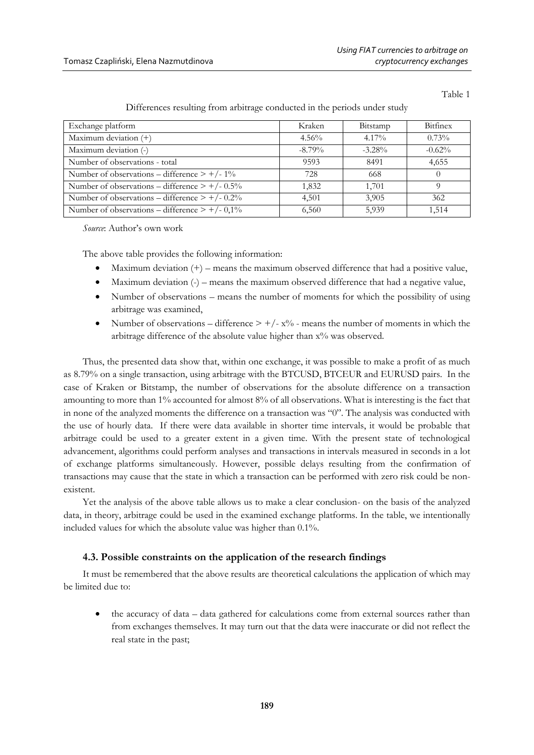Table 1

Differences resulting from arbitrage conducted in the periods under study

| Exchange platform | Kraken | Bitstamp | Bitfinex |
| --- | --- | --- | --- |
| Maximum deviation (+) | 4.56% | 4.17% | 0.73% |
| Maximum deviation (-) | -8.79% | -3.28% | -0.62% |
| Number of observations - total | 9593 | 8491 | 4,655 |
| Number of observations – difference > +/- 1% | 728 | 668 | 0 |
| Number of observations – difference > +/- 0.5% | 1,832 | 1,701 | 9 |
| Number of observations – difference > +/- 0.2% | 4,501 | 3,905 | 362 |
| Number of observations – difference > +/- 0,1% | 6,560 | 5,939 | 1,514 |

*Source*: Author's own work

The above table provides the following information:

- Maximum deviation (+) – means the maximum observed difference that had a positive value,
- Maximum deviation (-) – means the maximum observed difference that had a negative value,
- Number of observations – means the number of moments for which the possibility of using arbitrage was examined,
- Number of observations – difference > +/- x% - means the number of moments in which the arbitrage difference of the absolute value higher than x% was observed.

Thus, the presented data show that, within one exchange, it was possible to make a profit of as much as 8.79% on a single transaction, using arbitrage with the BTCUSD, BTCEUR and EURUSD pairs. In the case of Kraken or Bitstamp, the number of observations for the absolute difference on a transaction amounting to more than 1% accounted for almost 8% of all observations. What is interesting is the fact that in none of the analyzed moments the difference on a transaction was "0". The analysis was conducted with the use of hourly data. If there were data available in shorter time intervals, it would be probable that arbitrage could be used to a greater extent in a given time. With the present state of technological advancement, algorithms could perform analyses and transactions in intervals measured in seconds in a lot of exchange platforms simultaneously. However, possible delays resulting from the confirmation of transactions may cause that the state in which a transaction can be performed with zero risk could be non-existent.

Yet the analysis of the above table allows us to make a clear conclusion- on the basis of the analyzed data, in theory, arbitrage could be used in the examined exchange platforms. In the table, we intentionally included values for which the absolute value was higher than 0.1%.

### 4.3. Possible constraints on the application of the research findings

It must be remembered that the above results are theoretical calculations the application of which may be limited due to:

- the accuracy of data – data gathered for calculations come from external sources rather than from exchanges themselves. It may turn out that the data were inaccurate or did not reflect the real state in the past;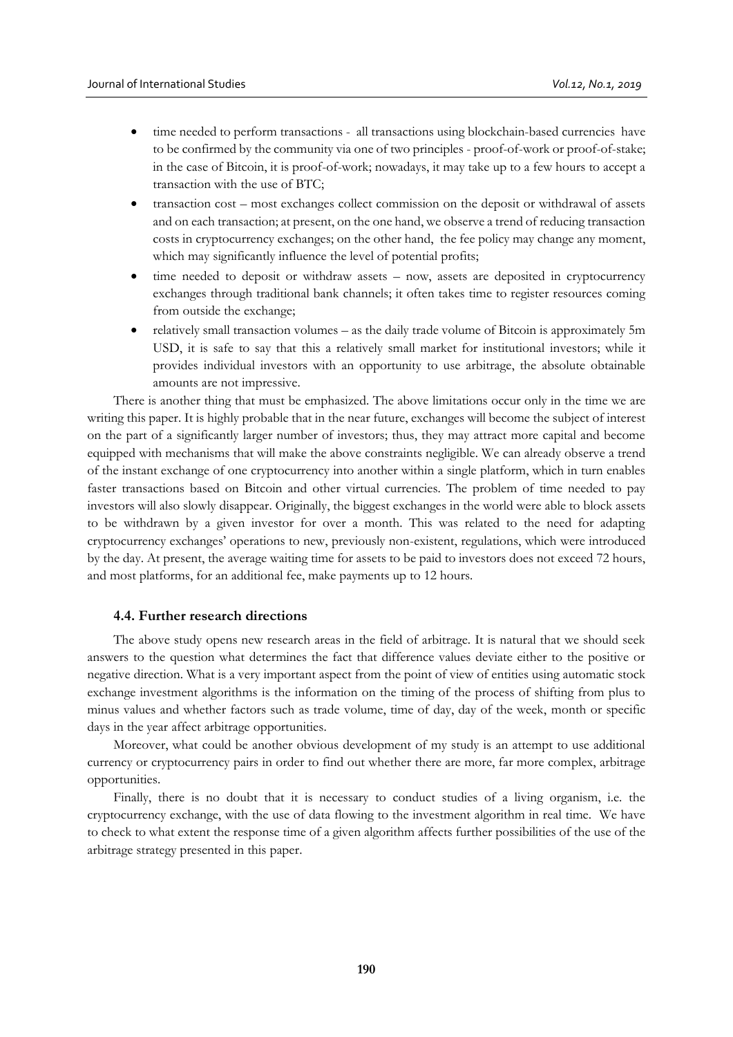- time needed to perform transactions - all transactions using blockchain-based currencies have to be confirmed by the community via one of two principles - proof-of-work or proof-of-stake; in the case of Bitcoin, it is proof-of-work; nowadays, it may take up to a few hours to accept a transaction with the use of BTC;
- transaction cost – most exchanges collect commission on the deposit or withdrawal of assets and on each transaction; at present, on the one hand, we observe a trend of reducing transaction costs in cryptocurrency exchanges; on the other hand, the fee policy may change any moment, which may significantly influence the level of potential profits;
- time needed to deposit or withdraw assets – now, assets are deposited in cryptocurrency exchanges through traditional bank channels; it often takes time to register resources coming from outside the exchange;
- relatively small transaction volumes – as the daily trade volume of Bitcoin is approximately 5m USD, it is safe to say that this a relatively small market for institutional investors; while it provides individual investors with an opportunity to use arbitrage, the absolute obtainable amounts are not impressive.

There is another thing that must be emphasized. The above limitations occur only in the time we are writing this paper. It is highly probable that in the near future, exchanges will become the subject of interest on the part of a significantly larger number of investors; thus, they may attract more capital and become equipped with mechanisms that will make the above constraints negligible. We can already observe a trend of the instant exchange of one cryptocurrency into another within a single platform, which in turn enables faster transactions based on Bitcoin and other virtual currencies. The problem of time needed to pay investors will also slowly disappear. Originally, the biggest exchanges in the world were able to block assets to be withdrawn by a given investor for over a month. This was related to the need for adapting cryptocurrency exchanges' operations to new, previously non-existent, regulations, which were introduced by the day. At present, the average waiting time for assets to be paid to investors does not exceed 72 hours, and most platforms, for an additional fee, make payments up to 12 hours.

### 4.4. Further research directions

The above study opens new research areas in the field of arbitrage. It is natural that we should seek answers to the question what determines the fact that difference values deviate either to the positive or negative direction. What is a very important aspect from the point of view of entities using automatic stock exchange investment algorithms is the information on the timing of the process of shifting from plus to minus values and whether factors such as trade volume, time of day, day of the week, month or specific days in the year affect arbitrage opportunities.

Moreover, what could be another obvious development of my study is an attempt to use additional currency or cryptocurrency pairs in order to find out whether there are more, far more complex, arbitrage opportunities.

Finally, there is no doubt that it is necessary to conduct studies of a living organism, i.e. the cryptocurrency exchange, with the use of data flowing to the investment algorithm in real time. We have to check to what extent the response time of a given algorithm affects further possibilities of the use of the arbitrage strategy presented in this paper.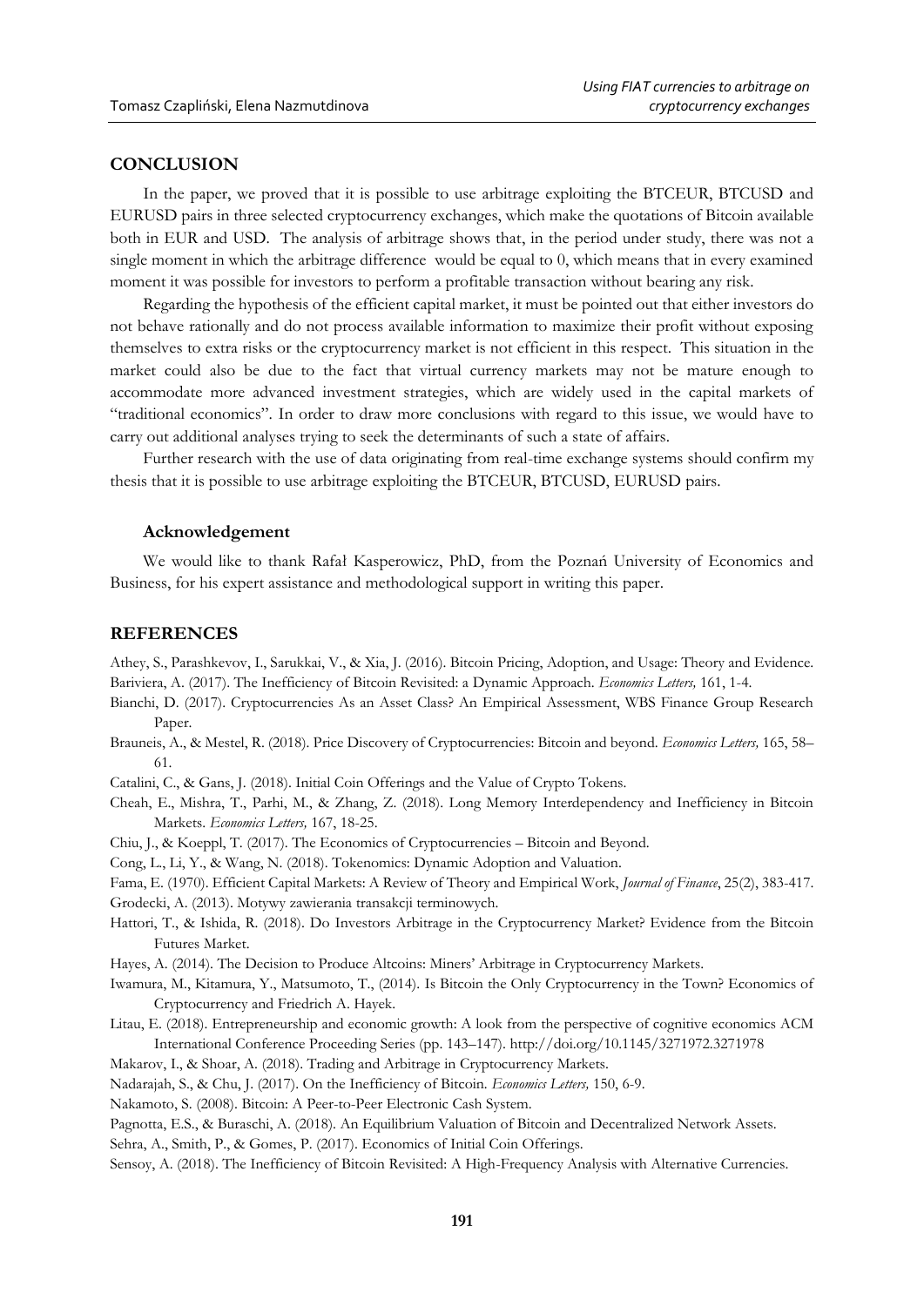## CONCLUSION

In the paper, we proved that it is possible to use arbitrage exploiting the BTCEUR, BTCUSD and EURUSD pairs in three selected cryptocurrency exchanges, which make the quotations of Bitcoin available both in EUR and USD. The analysis of arbitrage shows that, in the period under study, there was not a single moment in which the arbitrage difference would be equal to 0, which means that in every examined moment it was possible for investors to perform a profitable transaction without bearing any risk.

Regarding the hypothesis of the efficient capital market, it must be pointed out that either investors do not behave rationally and do not process available information to maximize their profit without exposing themselves to extra risks or the cryptocurrency market is not efficient in this respect. This situation in the market could also be due to the fact that virtual currency markets may not be mature enough to accommodate more advanced investment strategies, which are widely used in the capital markets of "traditional economics". In order to draw more conclusions with regard to this issue, we would have to carry out additional analyses trying to seek the determinants of such a state of affairs.

Further research with the use of data originating from real-time exchange systems should confirm my thesis that it is possible to use arbitrage exploiting the BTCEUR, BTCUSD, EURUSD pairs.

### Acknowledgement

We would like to thank Rafał Kasperowicz, PhD, from the Poznań University of Economics and Business, for his expert assistance and methodological support in writing this paper.

## REFERENCES

Athey, S., Parashkevov, I., Sarukkai, V., & Xia, J. (2016). Bitcoin Pricing, Adoption, and Usage: Theory and Evidence.

Bariviera, A. (2017). The Inefficiency of Bitcoin Revisited: a Dynamic Approach. *Economics Letters,* 161, 1-4.

Bianchi, D. (2017). Cryptocurrencies As an Asset Class? An Empirical Assessment, WBS Finance Group Research Paper.

Brauneis, A., & Mestel, R. (2018). Price Discovery of Cryptocurrencies: Bitcoin and beyond. *Economics Letters,* 165, 58–61.

Catalini, C., & Gans, J. (2018). Initial Coin Offerings and the Value of Crypto Tokens.

Cheah, E., Mishra, T., Parhi, M., & Zhang, Z. (2018). Long Memory Interdependency and Inefficiency in Bitcoin Markets. *Economics Letters,* 167, 18-25.

Chiu, J., & Koeppl, T. (2017). The Economics of Cryptocurrencies – Bitcoin and Beyond.

Cong, L., Li, Y., & Wang, N. (2018). Tokenomics: Dynamic Adoption and Valuation.

Fama, E. (1970). Efficient Capital Markets: A Review of Theory and Empirical Work, *Journal of Finance*, 25(2), 383-417.

Grodecki, A. (2013). Motywy zawierania transakcji terminowych.

Hattori, T., & Ishida, R. (2018). Do Investors Arbitrage in the Cryptocurrency Market? Evidence from the Bitcoin Futures Market.

Hayes, A. (2014). The Decision to Produce Altcoins: Miners' Arbitrage in Cryptocurrency Markets.

Iwamura, M., Kitamura, Y., Matsumoto, T., (2014). Is Bitcoin the Only Cryptocurrency in the Town? Economics of Cryptocurrency and Friedrich A. Hayek.

Litau, E. (2018). Entrepreneurship and economic growth: A look from the perspective of cognitive economics ACM International Conference Proceeding Series (pp. 143–147). http://doi.org/10.1145/3271972.3271978

Makarov, I., & Shoar, A. (2018). Trading and Arbitrage in Cryptocurrency Markets.

Nadarajah, S., & Chu, J. (2017). On the Inefficiency of Bitcoin. *Economics Letters,* 150, 6-9.

Nakamoto, S. (2008). Bitcoin: A Peer-to-Peer Electronic Cash System.

Pagnotta, E.S., & Buraschi, A. (2018). An Equilibrium Valuation of Bitcoin and Decentralized Network Assets.

Sehra, A., Smith, P., & Gomes, P. (2017). Economics of Initial Coin Offerings.

Sensoy, A. (2018). The Inefficiency of Bitcoin Revisited: A High-Frequency Analysis with Alternative Currencies.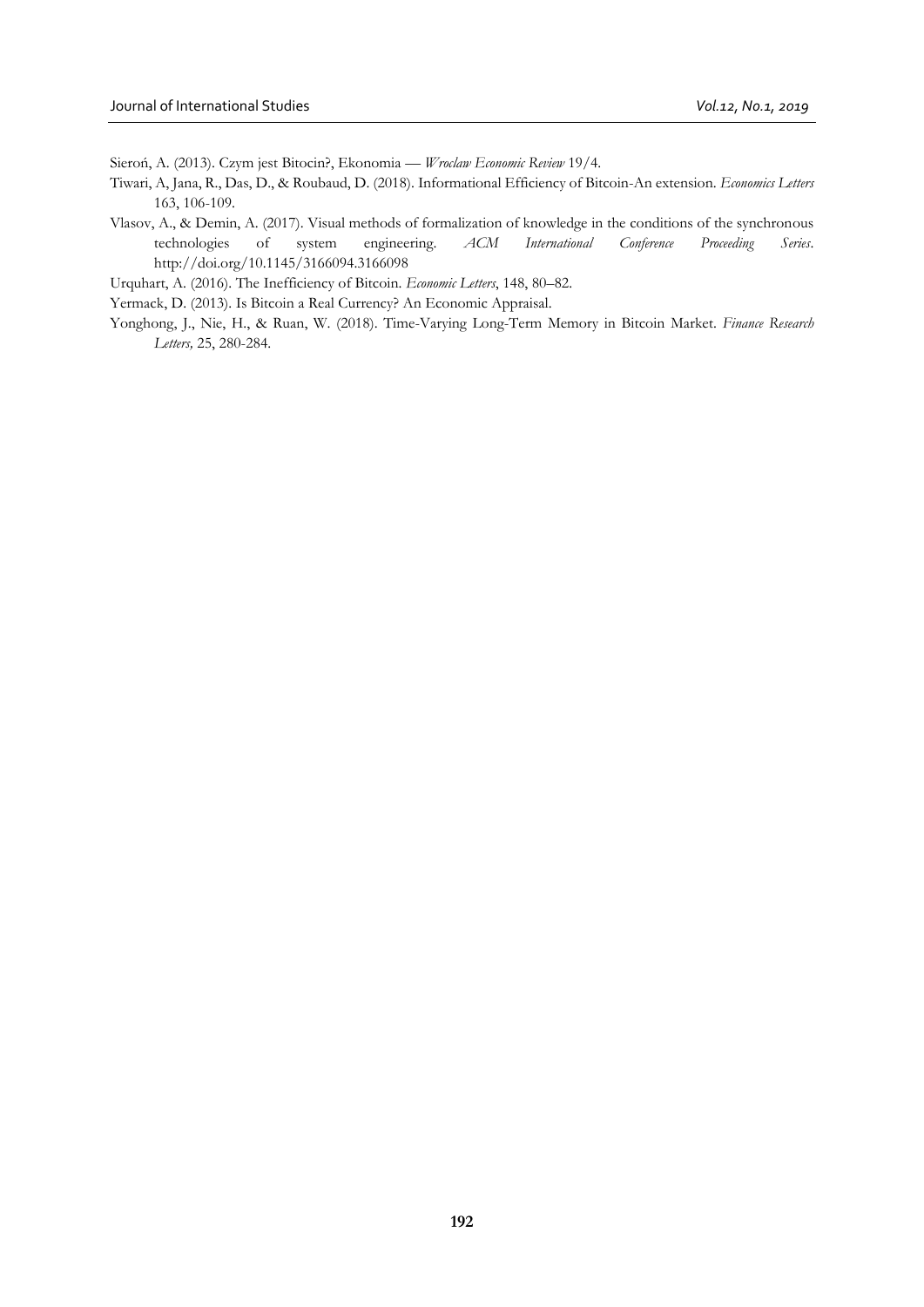Sieroń, A. (2013). Czym jest Bitocin?, Ekonomia — *Wroclaw Economic Review* 19/4.

Tiwari, A, Jana, R., Das, D., & Roubaud, D. (2018). Informational Efficiency of Bitcoin-An extension. *Economics Letters* 163, 106-109.

Vlasov, A., & Demin, A. (2017). Visual methods of formalization of knowledge in the conditions of the synchronous technologies of system engineering. *ACM International Conference Proceeding Series*. http://doi.org/10.1145/3166094.3166098

Urquhart, A. (2016). The Inefficiency of Bitcoin. *Economic Letters*, 148, 80–82.

Yermack, D. (2013). Is Bitcoin a Real Currency? An Economic Appraisal.

Yonghong, J., Nie, H., & Ruan, W. (2018). Time-Varying Long-Term Memory in Bitcoin Market. *Finance Research Letters,* 25, 280-284.